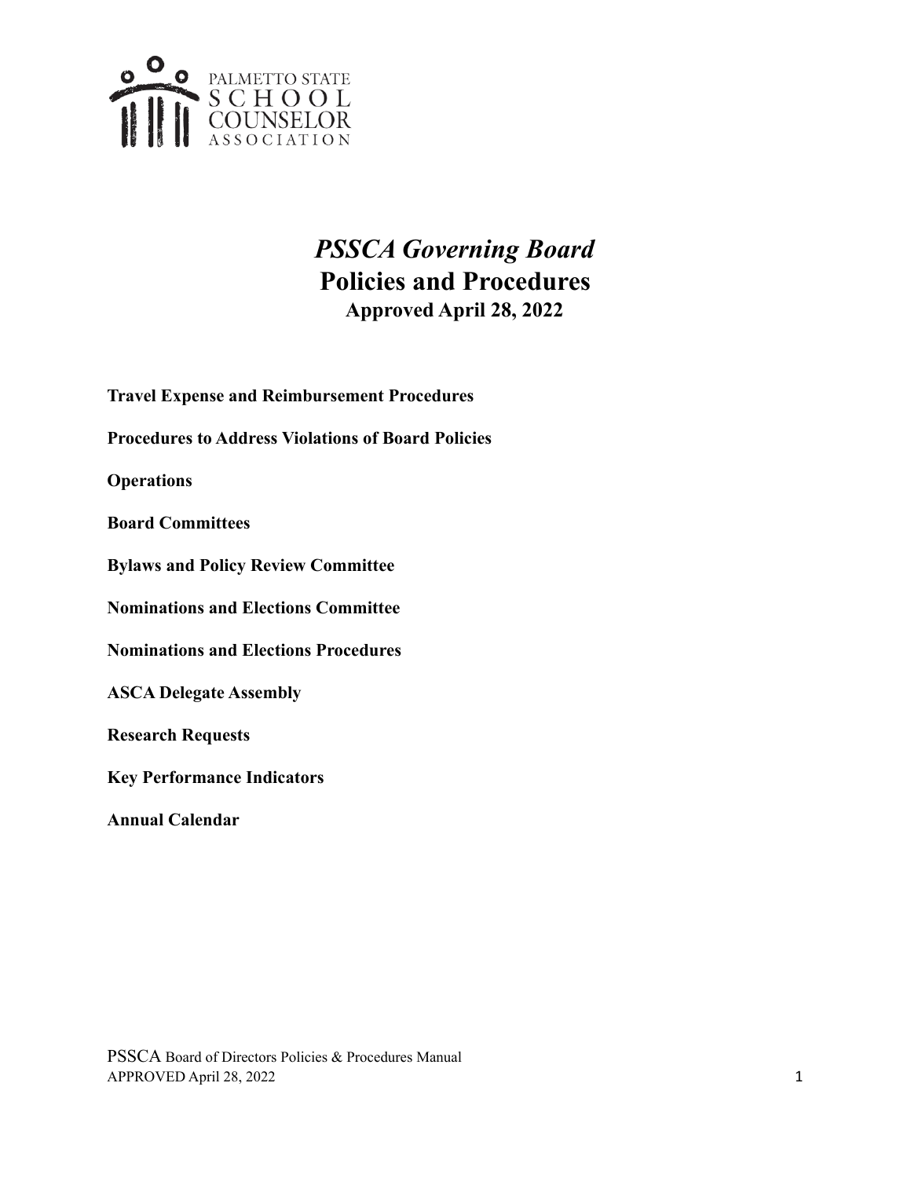PALMETTO STATE SCHOOL COUNSELOR ASSOCIATION

# *PSSCA Governing Board*
# Policies and Procedures
### Approved April 28, 2022

**Travel Expense and Reimbursement Procedures**

**Procedures to Address Violations of Board Policies**

**Operations**

**Board Committees**

**Bylaws and Policy Review Committee**

**Nominations and Elections Committee**

**Nominations and Elections Procedures**

**ASCA Delegate Assembly**

**Research Requests**

**Key Performance Indicators**

**Annual Calendar**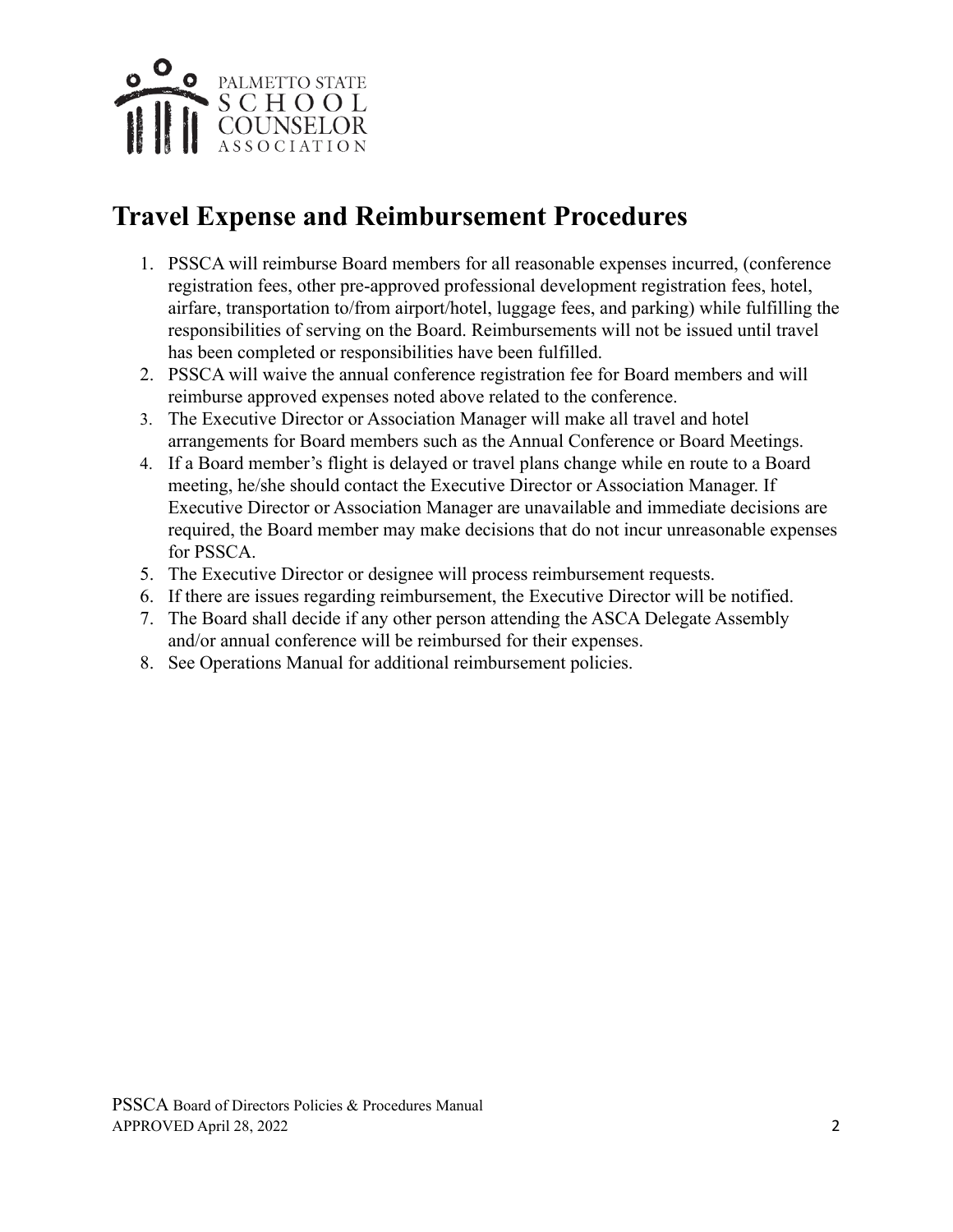# Travel Expense and Reimbursement Procedures

1. PSSCA will reimburse Board members for all reasonable expenses incurred, (conference registration fees, other pre-approved professional development registration fees, hotel, airfare, transportation to/from airport/hotel, luggage fees, and parking) while fulfilling the responsibilities of serving on the Board. Reimbursements will not be issued until travel has been completed or responsibilities have been fulfilled.
2. PSSCA will waive the annual conference registration fee for Board members and will reimburse approved expenses noted above related to the conference.
3. The Executive Director or Association Manager will make all travel and hotel arrangements for Board members such as the Annual Conference or Board Meetings.
4. If a Board member's flight is delayed or travel plans change while en route to a Board meeting, he/she should contact the Executive Director or Association Manager. If Executive Director or Association Manager are unavailable and immediate decisions are required, the Board member may make decisions that do not incur unreasonable expenses for PSSCA.
5. The Executive Director or designee will process reimbursement requests.
6. If there are issues regarding reimbursement, the Executive Director will be notified.
7. The Board shall decide if any other person attending the ASCA Delegate Assembly and/or annual conference will be reimbursed for their expenses.
8. See Operations Manual for additional reimbursement policies.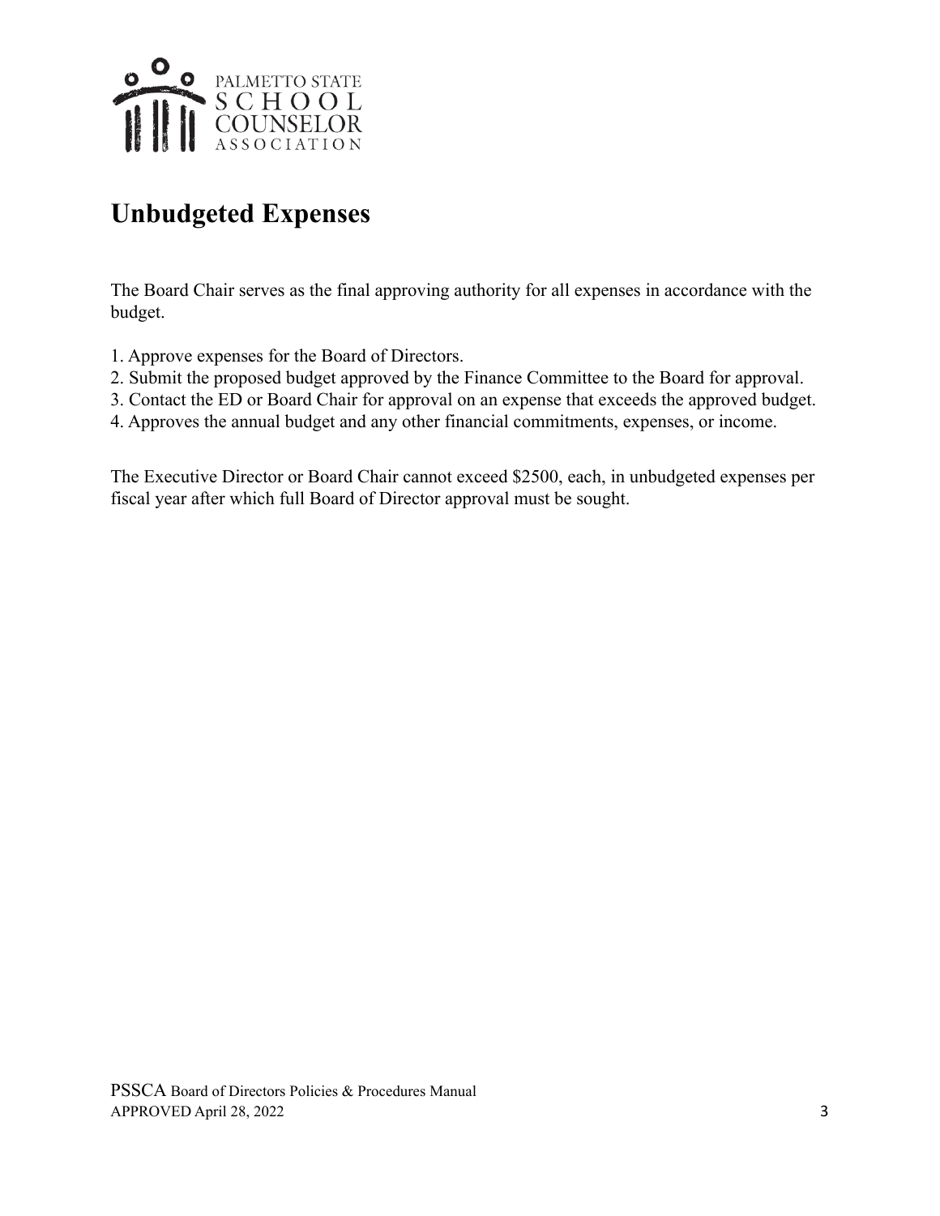# Unbudgeted Expenses

The Board Chair serves as the final approving authority for all expenses in accordance with the budget.

1. Approve expenses for the Board of Directors.
2. Submit the proposed budget approved by the Finance Committee to the Board for approval.
3. Contact the ED or Board Chair for approval on an expense that exceeds the approved budget.
4. Approves the annual budget and any other financial commitments, expenses, or income.

The Executive Director or Board Chair cannot exceed $2500, each, in unbudgeted expenses per fiscal year after which full Board of Director approval must be sought.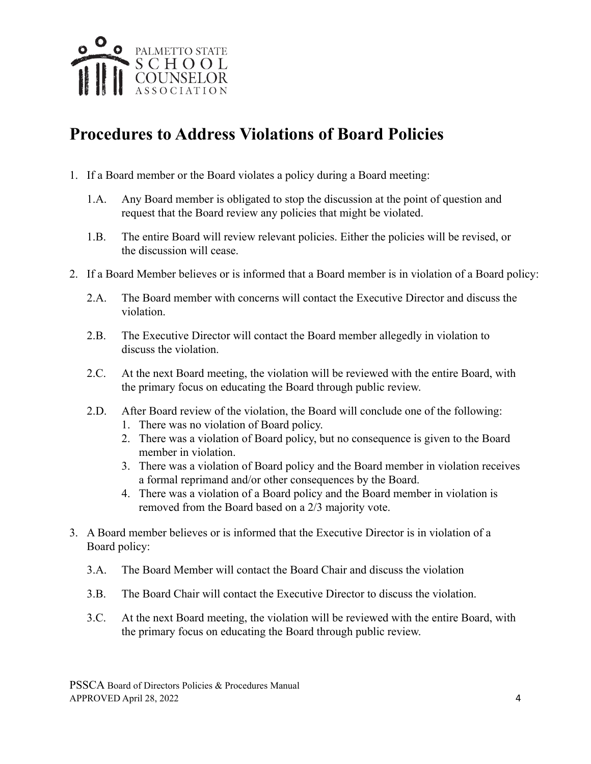# Procedures to Address Violations of Board Policies

1. If a Board member or the Board violates a policy during a Board meeting:

   1.A. Any Board member is obligated to stop the discussion at the point of question and request that the Board review any policies that might be violated.

   1.B. The entire Board will review relevant policies. Either the policies will be revised, or the discussion will cease.

2. If a Board Member believes or is informed that a Board member is in violation of a Board policy:

   2.A. The Board member with concerns will contact the Executive Director and discuss the violation.

   2.B. The Executive Director will contact the Board member allegedly in violation to discuss the violation.

   2.C. At the next Board meeting, the violation will be reviewed with the entire Board, with the primary focus on educating the Board through public review.

   2.D. After Board review of the violation, the Board will conclude one of the following:
      1. There was no violation of Board policy.
      2. There was a violation of Board policy, but no consequence is given to the Board member in violation.
      3. There was a violation of Board policy and the Board member in violation receives a formal reprimand and/or other consequences by the Board.
      4. There was a violation of a Board policy and the Board member in violation is removed from the Board based on a 2/3 majority vote.

3. A Board member believes or is informed that the Executive Director is in violation of a Board policy:

   3.A. The Board Member will contact the Board Chair and discuss the violation

   3.B. The Board Chair will contact the Executive Director to discuss the violation.

   3.C. At the next Board meeting, the violation will be reviewed with the entire Board, with the primary focus on educating the Board through public review.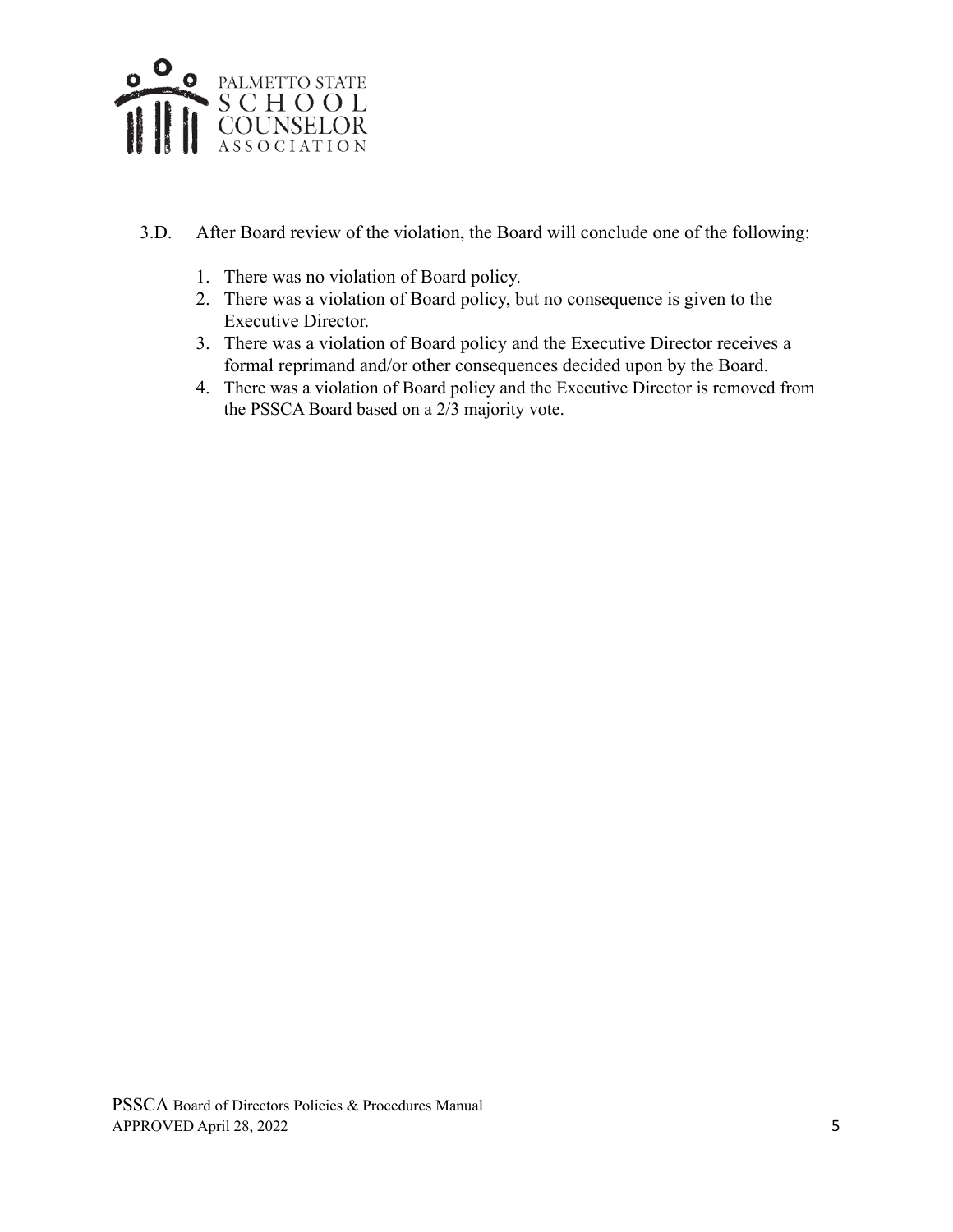3.D. After Board review of the violation, the Board will conclude one of the following:

1. There was no violation of Board policy.
2. There was a violation of Board policy, but no consequence is given to the Executive Director.
3. There was a violation of Board policy and the Executive Director receives a formal reprimand and/or other consequences decided upon by the Board.
4. There was a violation of Board policy and the Executive Director is removed from the PSSCA Board based on a 2/3 majority vote.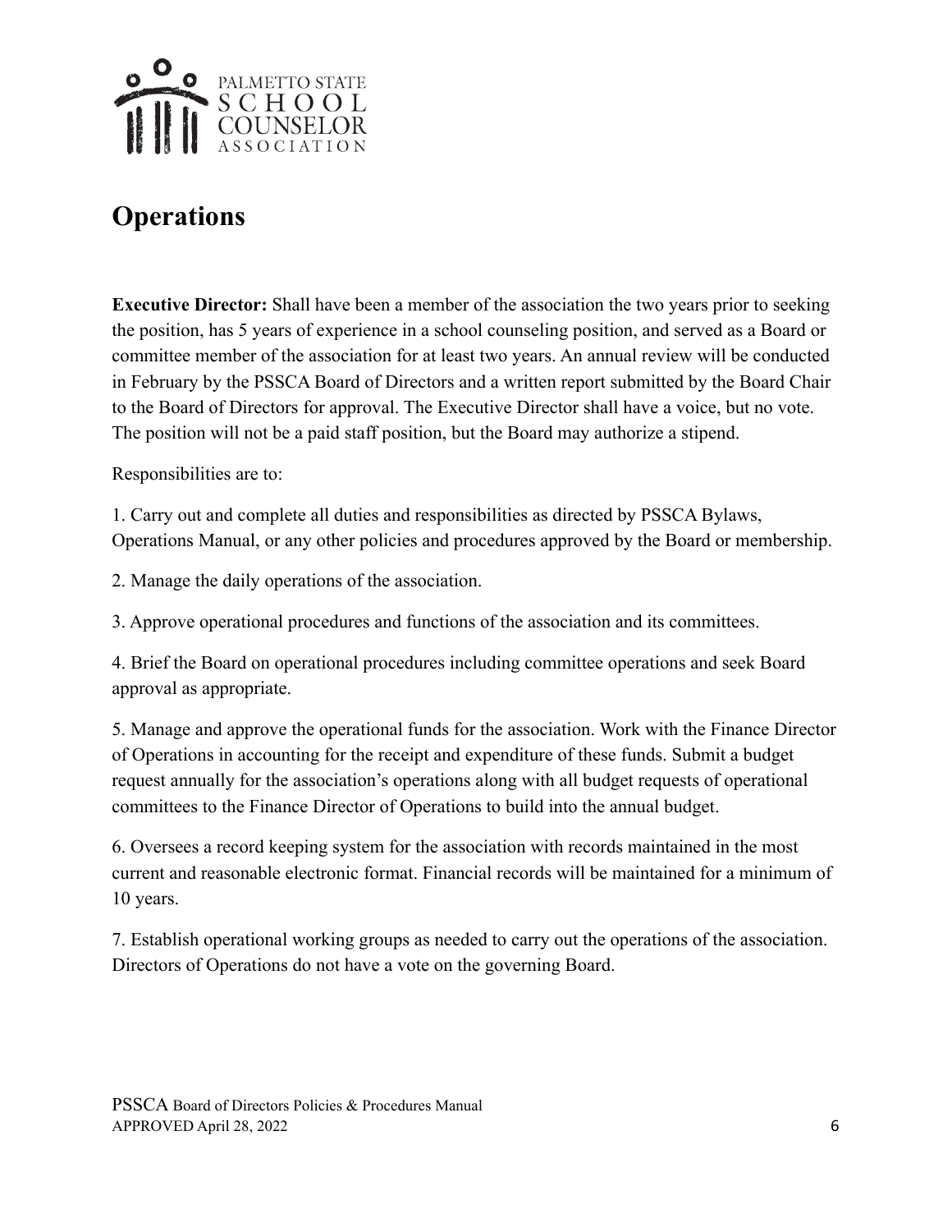# Operations

**Executive Director:** Shall have been a member of the association the two years prior to seeking the position, has 5 years of experience in a school counseling position, and served as a Board or committee member of the association for at least two years. An annual review will be conducted in February by the PSSCA Board of Directors and a written report submitted by the Board Chair to the Board of Directors for approval. The Executive Director shall have a voice, but no vote. The position will not be a paid staff position, but the Board may authorize a stipend.

Responsibilities are to:

1. Carry out and complete all duties and responsibilities as directed by PSSCA Bylaws, Operations Manual, or any other policies and procedures approved by the Board or membership.

2. Manage the daily operations of the association.

3. Approve operational procedures and functions of the association and its committees.

4. Brief the Board on operational procedures including committee operations and seek Board approval as appropriate.

5. Manage and approve the operational funds for the association. Work with the Finance Director of Operations in accounting for the receipt and expenditure of these funds. Submit a budget request annually for the association's operations along with all budget requests of operational committees to the Finance Director of Operations to build into the annual budget.

6. Oversees a record keeping system for the association with records maintained in the most current and reasonable electronic format. Financial records will be maintained for a minimum of 10 years.

7. Establish operational working groups as needed to carry out the operations of the association. Directors of Operations do not have a vote on the governing Board.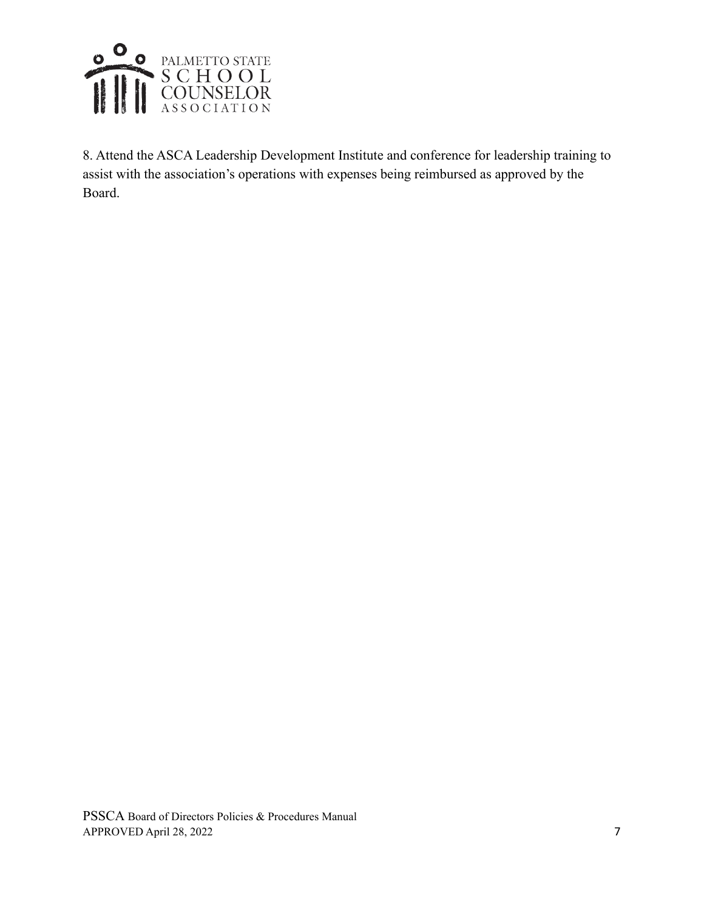8. Attend the ASCA Leadership Development Institute and conference for leadership training to assist with the association's operations with expenses being reimbursed as approved by the Board.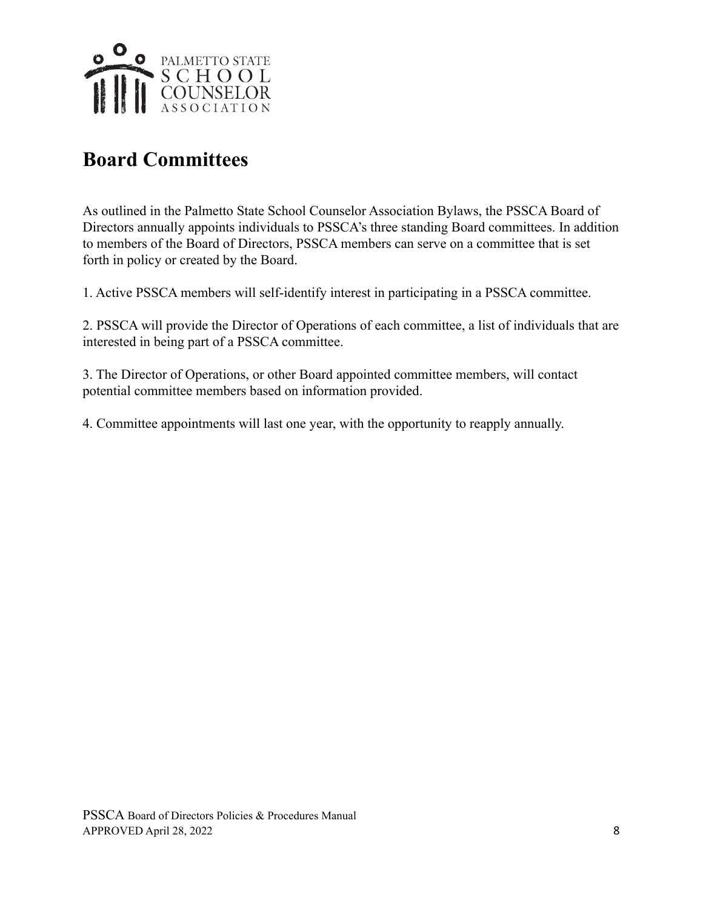# Board Committees

As outlined in the Palmetto State School Counselor Association Bylaws, the PSSCA Board of Directors annually appoints individuals to PSSCA's three standing Board committees. In addition to members of the Board of Directors, PSSCA members can serve on a committee that is set forth in policy or created by the Board.

1. Active PSSCA members will self-identify interest in participating in a PSSCA committee.

2. PSSCA will provide the Director of Operations of each committee, a list of individuals that are interested in being part of a PSSCA committee.

3. The Director of Operations, or other Board appointed committee members, will contact potential committee members based on information provided.

4. Committee appointments will last one year, with the opportunity to reapply annually.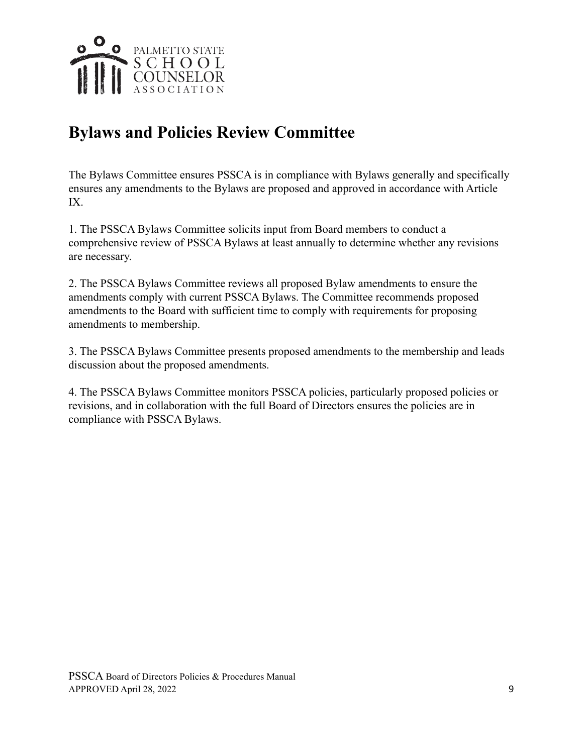# Bylaws and Policies Review Committee

The Bylaws Committee ensures PSSCA is in compliance with Bylaws generally and specifically ensures any amendments to the Bylaws are proposed and approved in accordance with Article IX.

1. The PSSCA Bylaws Committee solicits input from Board members to conduct a comprehensive review of PSSCA Bylaws at least annually to determine whether any revisions are necessary.

2. The PSSCA Bylaws Committee reviews all proposed Bylaw amendments to ensure the amendments comply with current PSSCA Bylaws. The Committee recommends proposed amendments to the Board with sufficient time to comply with requirements for proposing amendments to membership.

3. The PSSCA Bylaws Committee presents proposed amendments to the membership and leads discussion about the proposed amendments.

4. The PSSCA Bylaws Committee monitors PSSCA policies, particularly proposed policies or revisions, and in collaboration with the full Board of Directors ensures the policies are in compliance with PSSCA Bylaws.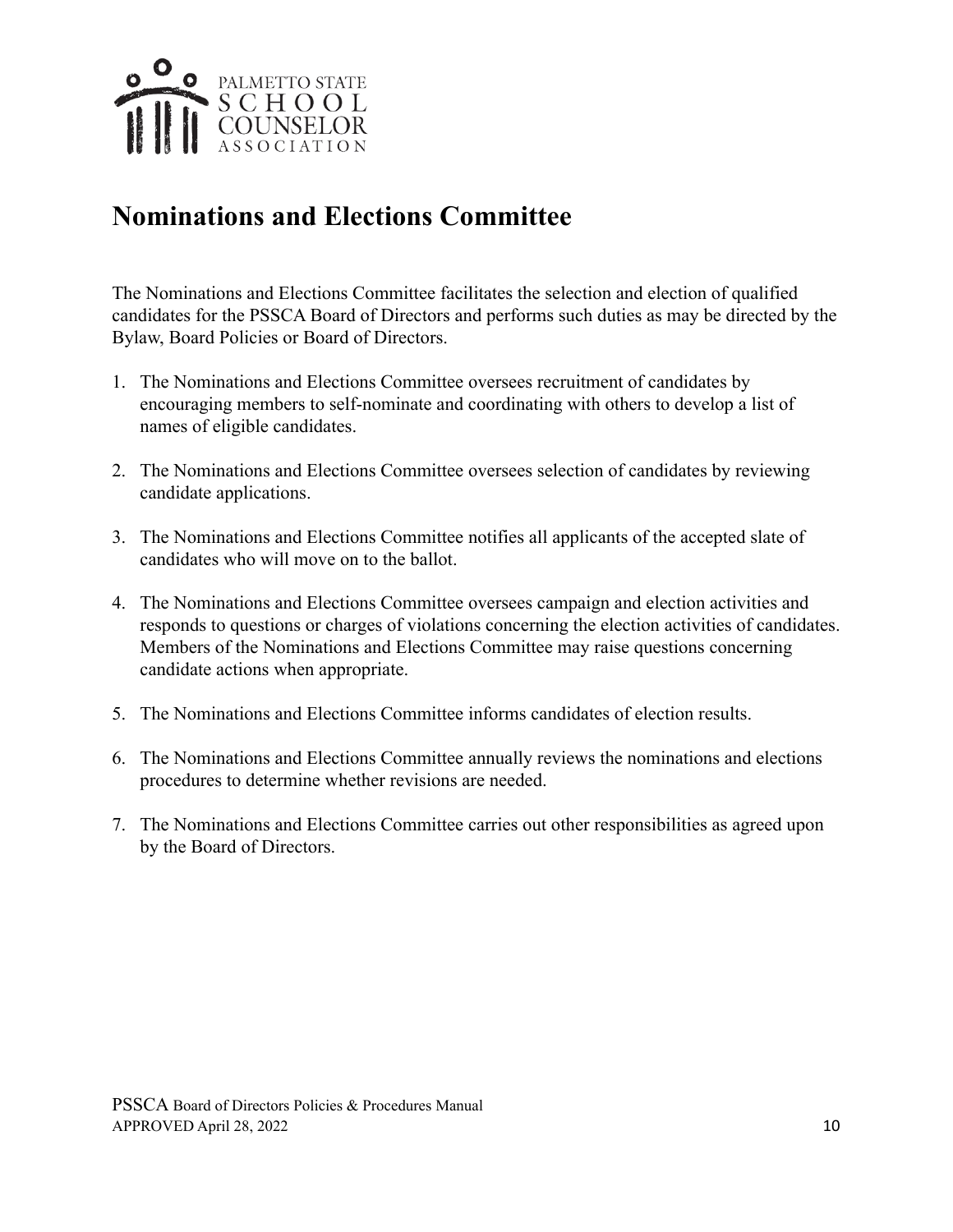# Nominations and Elections Committee

The Nominations and Elections Committee facilitates the selection and election of qualified candidates for the PSSCA Board of Directors and performs such duties as may be directed by the Bylaw, Board Policies or Board of Directors.

1. The Nominations and Elections Committee oversees recruitment of candidates by encouraging members to self-nominate and coordinating with others to develop a list of names of eligible candidates.

2. The Nominations and Elections Committee oversees selection of candidates by reviewing candidate applications.

3. The Nominations and Elections Committee notifies all applicants of the accepted slate of candidates who will move on to the ballot.

4. The Nominations and Elections Committee oversees campaign and election activities and responds to questions or charges of violations concerning the election activities of candidates. Members of the Nominations and Elections Committee may raise questions concerning candidate actions when appropriate.

5. The Nominations and Elections Committee informs candidates of election results.

6. The Nominations and Elections Committee annually reviews the nominations and elections procedures to determine whether revisions are needed.

7. The Nominations and Elections Committee carries out other responsibilities as agreed upon by the Board of Directors.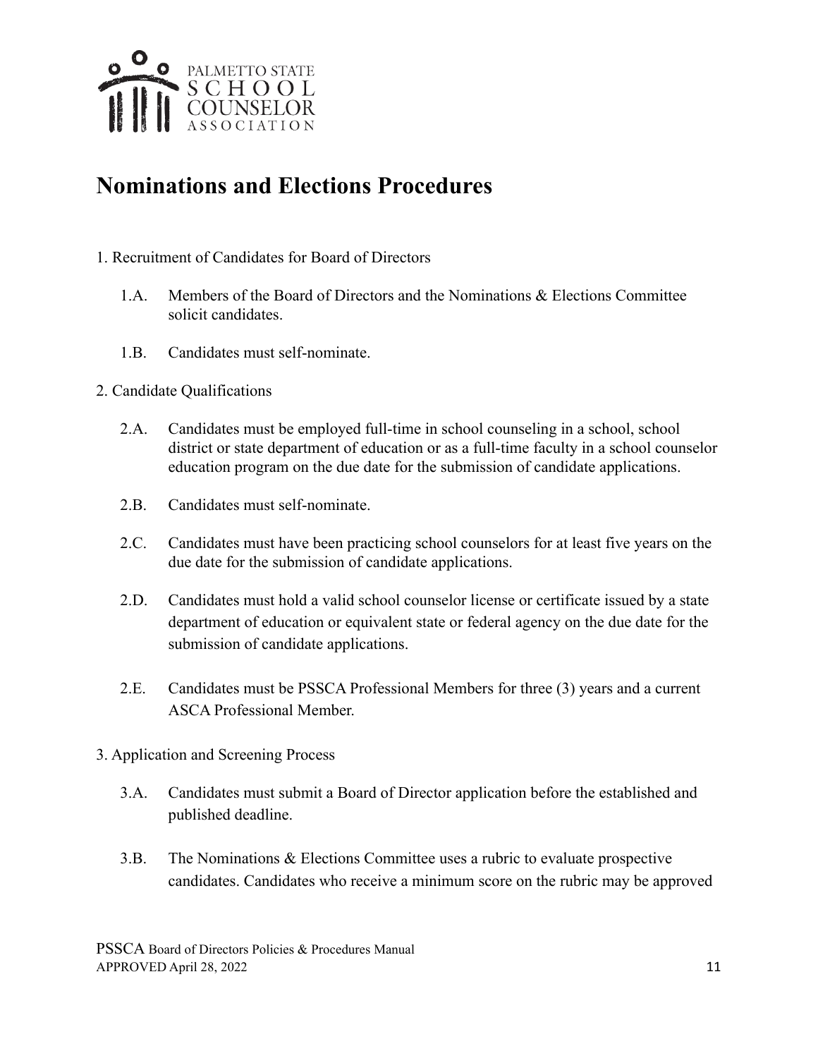# Nominations and Elections Procedures

1. Recruitment of Candidates for Board of Directors

   1.A. Members of the Board of Directors and the Nominations & Elections Committee solicit candidates.

   1.B. Candidates must self-nominate.

2. Candidate Qualifications

   2.A. Candidates must be employed full-time in school counseling in a school, school district or state department of education or as a full-time faculty in a school counselor education program on the due date for the submission of candidate applications.

   2.B. Candidates must self-nominate.

   2.C. Candidates must have been practicing school counselors for at least five years on the due date for the submission of candidate applications.

   2.D. Candidates must hold a valid school counselor license or certificate issued by a state department of education or equivalent state or federal agency on the due date for the submission of candidate applications.

   2.E. Candidates must be PSSCA Professional Members for three (3) years and a current ASCA Professional Member.

3. Application and Screening Process

   3.A. Candidates must submit a Board of Director application before the established and published deadline.

   3.B. The Nominations & Elections Committee uses a rubric to evaluate prospective candidates. Candidates who receive a minimum score on the rubric may be approved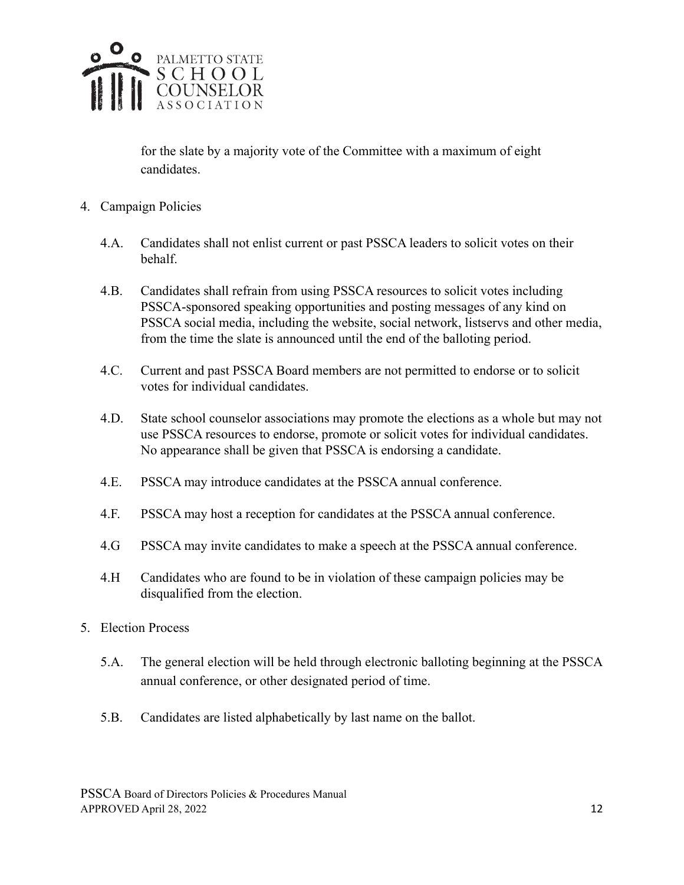for the slate by a majority vote of the Committee with a maximum of eight candidates.

4. Campaign Policies

   4.A. Candidates shall not enlist current or past PSSCA leaders to solicit votes on their behalf.

   4.B. Candidates shall refrain from using PSSCA resources to solicit votes including PSSCA-sponsored speaking opportunities and posting messages of any kind on PSSCA social media, including the website, social network, listservs and other media, from the time the slate is announced until the end of the balloting period.

   4.C. Current and past PSSCA Board members are not permitted to endorse or to solicit votes for individual candidates.

   4.D. State school counselor associations may promote the elections as a whole but may not use PSSCA resources to endorse, promote or solicit votes for individual candidates. No appearance shall be given that PSSCA is endorsing a candidate.

   4.E. PSSCA may introduce candidates at the PSSCA annual conference.

   4.F. PSSCA may host a reception for candidates at the PSSCA annual conference.

   4.G PSSCA may invite candidates to make a speech at the PSSCA annual conference.

   4.H Candidates who are found to be in violation of these campaign policies may be disqualified from the election.

5. Election Process

   5.A. The general election will be held through electronic balloting beginning at the PSSCA annual conference, or other designated period of time.

   5.B. Candidates are listed alphabetically by last name on the ballot.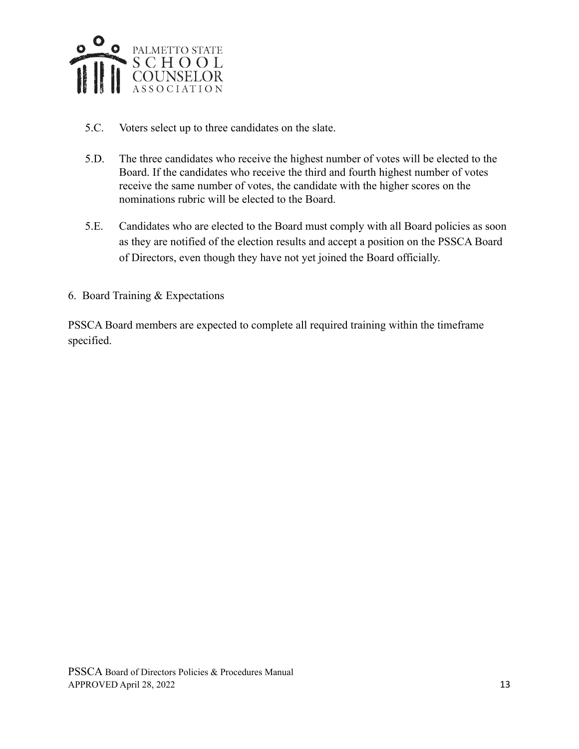5.C. Voters select up to three candidates on the slate.

5.D. The three candidates who receive the highest number of votes will be elected to the Board. If the candidates who receive the third and fourth highest number of votes receive the same number of votes, the candidate with the higher scores on the nominations rubric will be elected to the Board.

5.E. Candidates who are elected to the Board must comply with all Board policies as soon as they are notified of the election results and accept a position on the PSSCA Board of Directors, even though they have not yet joined the Board officially.

6. Board Training & Expectations

PSSCA Board members are expected to complete all required training within the timeframe specified.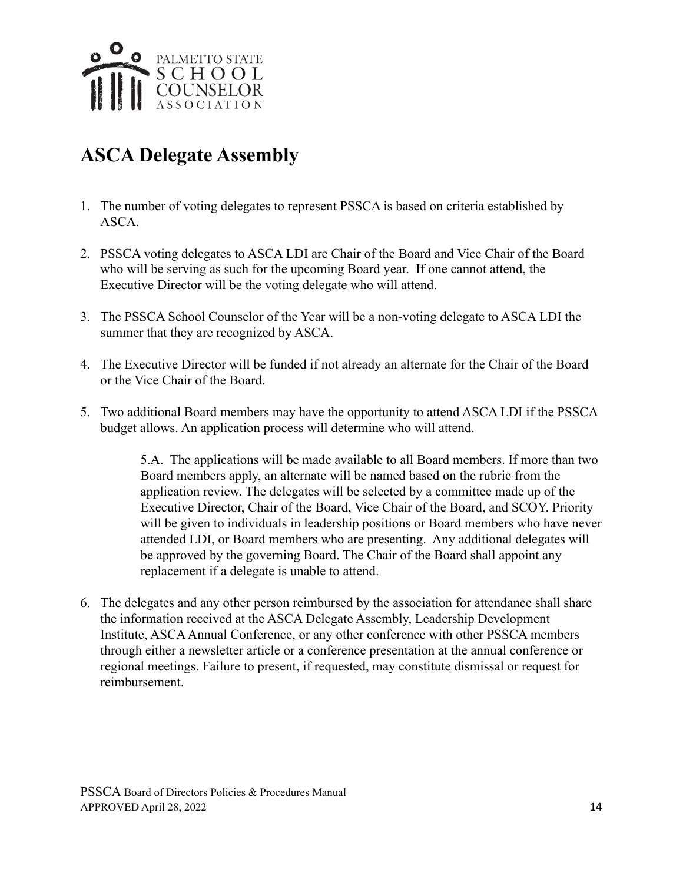# ASCA Delegate Assembly

1. The number of voting delegates to represent PSSCA is based on criteria established by ASCA.

2. PSSCA voting delegates to ASCA LDI are Chair of the Board and Vice Chair of the Board who will be serving as such for the upcoming Board year. If one cannot attend, the Executive Director will be the voting delegate who will attend.

3. The PSSCA School Counselor of the Year will be a non-voting delegate to ASCA LDI the summer that they are recognized by ASCA.

4. The Executive Director will be funded if not already an alternate for the Chair of the Board or the Vice Chair of the Board.

5. Two additional Board members may have the opportunity to attend ASCA LDI if the PSSCA budget allows. An application process will determine who will attend.

   5.A. The applications will be made available to all Board members. If more than two Board members apply, an alternate will be named based on the rubric from the application review. The delegates will be selected by a committee made up of the Executive Director, Chair of the Board, Vice Chair of the Board, and SCOY. Priority will be given to individuals in leadership positions or Board members who have never attended LDI, or Board members who are presenting. Any additional delegates will be approved by the governing Board. The Chair of the Board shall appoint any replacement if a delegate is unable to attend.

6. The delegates and any other person reimbursed by the association for attendance shall share the information received at the ASCA Delegate Assembly, Leadership Development Institute, ASCA Annual Conference, or any other conference with other PSSCA members through either a newsletter article or a conference presentation at the annual conference or regional meetings. Failure to present, if requested, may constitute dismissal or request for reimbursement.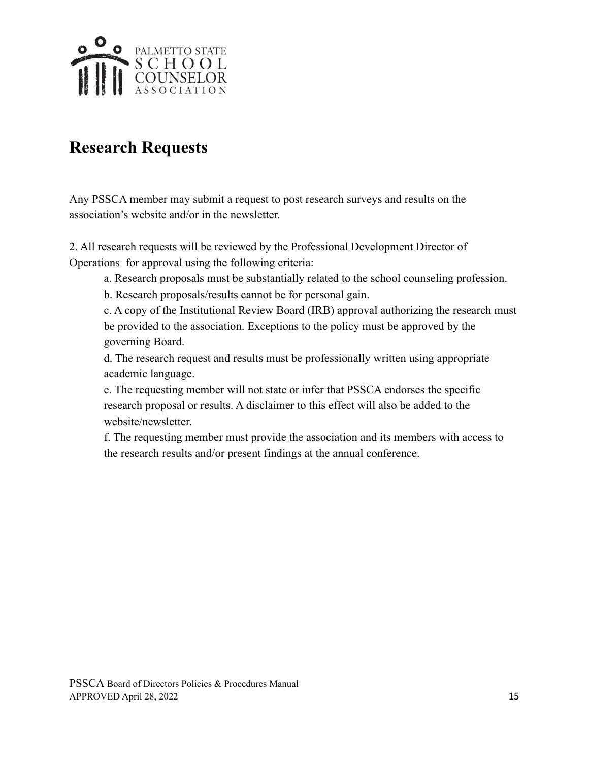## Research Requests

Any PSSCA member may submit a request to post research surveys and results on the association's website and/or in the newsletter.

2. All research requests will be reviewed by the Professional Development Director of Operations for approval using the following criteria:

   a. Research proposals must be substantially related to the school counseling profession.

   b. Research proposals/results cannot be for personal gain.

   c. A copy of the Institutional Review Board (IRB) approval authorizing the research must be provided to the association. Exceptions to the policy must be approved by the governing Board.

   d. The research request and results must be professionally written using appropriate academic language.

   e. The requesting member will not state or infer that PSSCA endorses the specific research proposal or results. A disclaimer to this effect will also be added to the website/newsletter.

   f. The requesting member must provide the association and its members with access to the research results and/or present findings at the annual conference.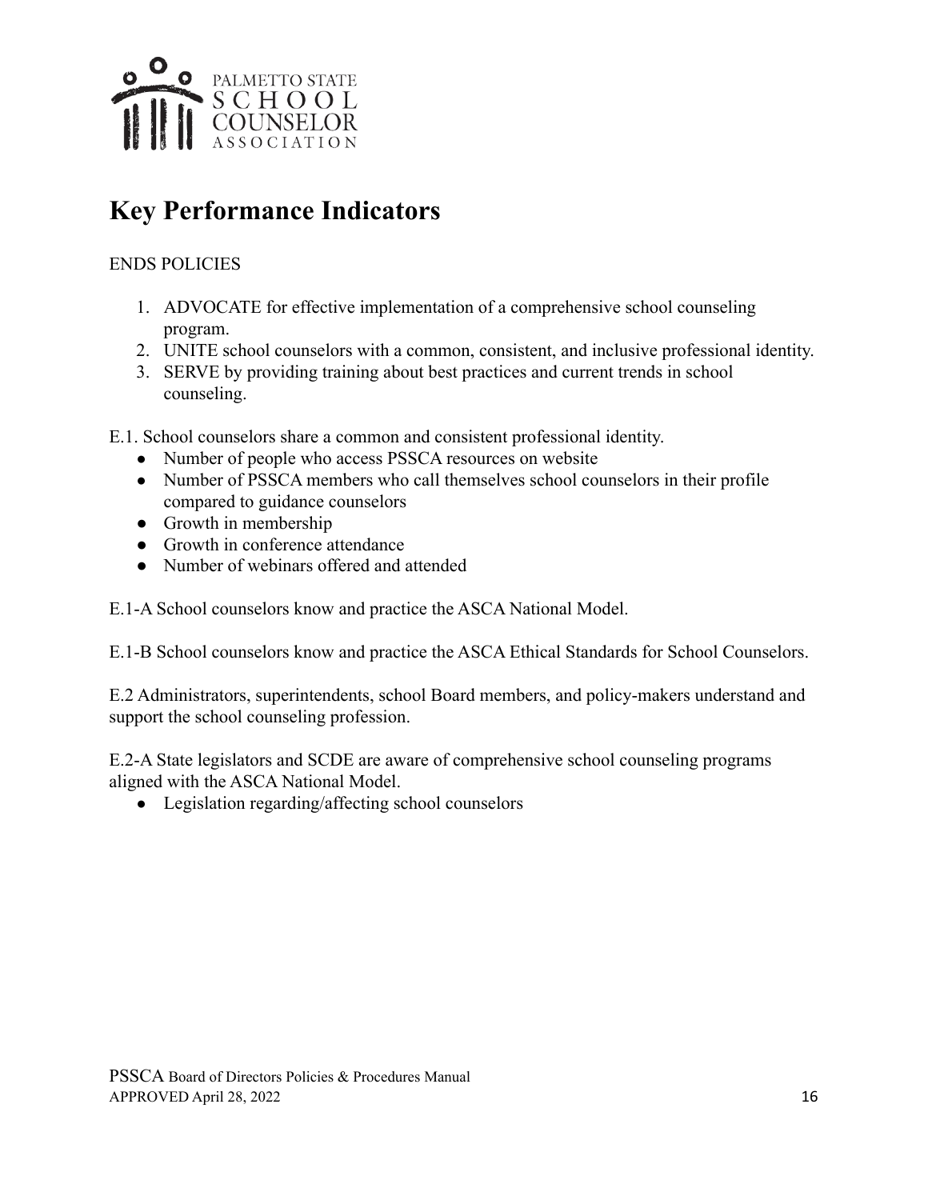# Key Performance Indicators

ENDS POLICIES

1. ADVOCATE for effective implementation of a comprehensive school counseling program.
2. UNITE school counselors with a common, consistent, and inclusive professional identity.
3. SERVE by providing training about best practices and current trends in school counseling.

E.1. School counselors share a common and consistent professional identity.

- Number of people who access PSSCA resources on website
- Number of PSSCA members who call themselves school counselors in their profile compared to guidance counselors
- Growth in membership
- Growth in conference attendance
- Number of webinars offered and attended

E.1-A School counselors know and practice the ASCA National Model.

E.1-B School counselors know and practice the ASCA Ethical Standards for School Counselors.

E.2 Administrators, superintendents, school Board members, and policy-makers understand and support the school counseling profession.

E.2-A State legislators and SCDE are aware of comprehensive school counseling programs aligned with the ASCA National Model.

- Legislation regarding/affecting school counselors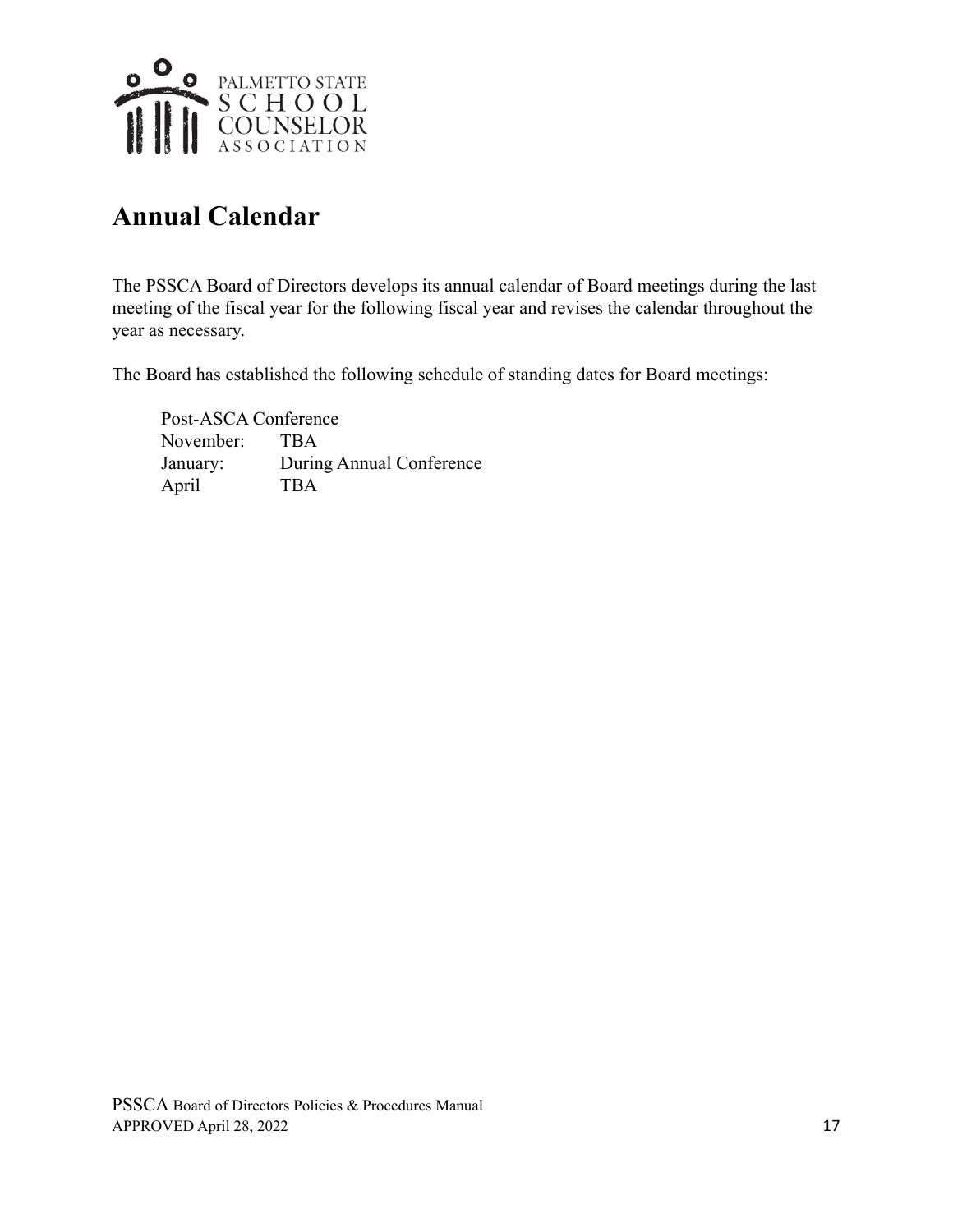# Annual Calendar

The PSSCA Board of Directors develops its annual calendar of Board meetings during the last meeting of the fiscal year for the following fiscal year and revises the calendar throughout the year as necessary.

The Board has established the following schedule of standing dates for Board meetings:

Post-ASCA Conference
November: TBA
January: During Annual Conference
April TBA